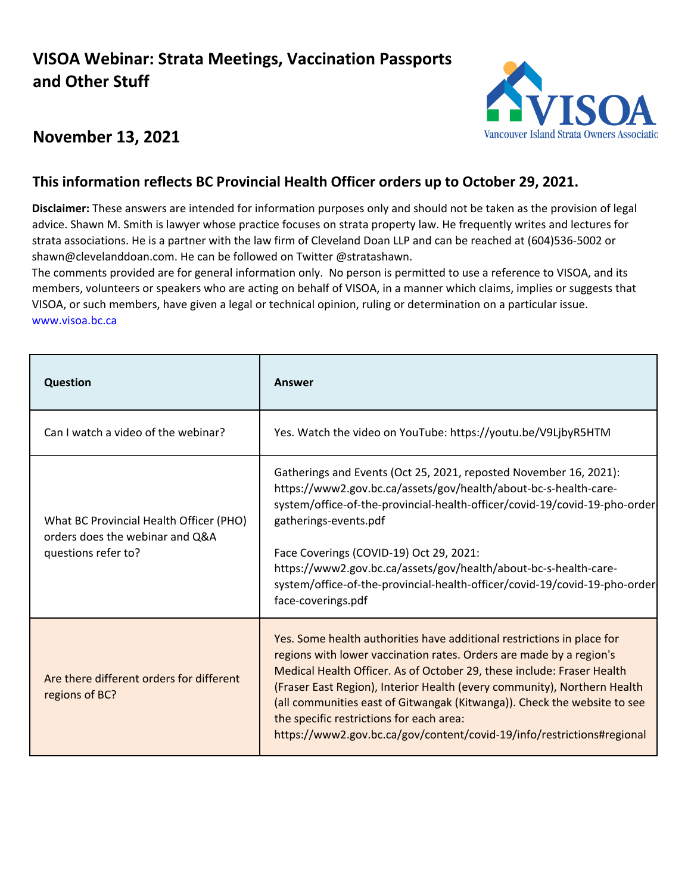# VISOA Webinar: Strata Meetings, Vaccination Passports and Other Stuff

## November 13, 2021

### This information reflects BC Provincial Health Officer orders up to October 29, 2021.

**Disclaimer:** These answers are intended for information purposes only and should not be taken as the provision of legal advice. Shawn M. Smith is lawyer whose practice focuses on strata property law. He frequently writes and lectures for strata associations. He is a partner with the law firm of Cleveland Doan LLP and can be reached at (604)536-5002 or shawn@clevelanddoan.com. He can be followed on Twitter @stratashawn.
The comments provided are for general information only. No person is permitted to use a reference to VISOA, and its members, volunteers or speakers who are acting on behalf of VISOA, in a manner which claims, implies or suggests that VISOA, or such members, have given a legal or technical opinion, ruling or determination on a particular issue.
www.visoa.bc.ca

| Question | Answer |
| --- | --- |
| Can I watch a video of the webinar? | Yes. Watch the video on YouTube: https://youtu.be/V9LjbyR5HTM |
| What BC Provincial Health Officer (PHO) orders does the webinar and Q&A questions refer to? | Gatherings and Events (Oct 25, 2021, reposted November 16, 2021): https://www2.gov.bc.ca/assets/gov/health/about-bc-s-health-care-system/office-of-the-provincial-health-officer/covid-19/covid-19-pho-order-gatherings-events.pdf<br><br>Face Coverings (COVID-19) Oct 29, 2021: https://www2.gov.bc.ca/assets/gov/health/about-bc-s-health-care-system/office-of-the-provincial-health-officer/covid-19/covid-19-pho-order-face-coverings.pdf |
| Are there different orders for different regions of BC? | Yes. Some health authorities have additional restrictions in place for regions with lower vaccination rates. Orders are made by a region's Medical Health Officer. As of October 29, these include: Fraser Health (Fraser East Region), Interior Health (every community), Northern Health (all communities east of Gitwangak (Kitwanga)). Check the website to see the specific restrictions for each area: https://www2.gov.bc.ca/gov/content/covid-19/info/restrictions#regional |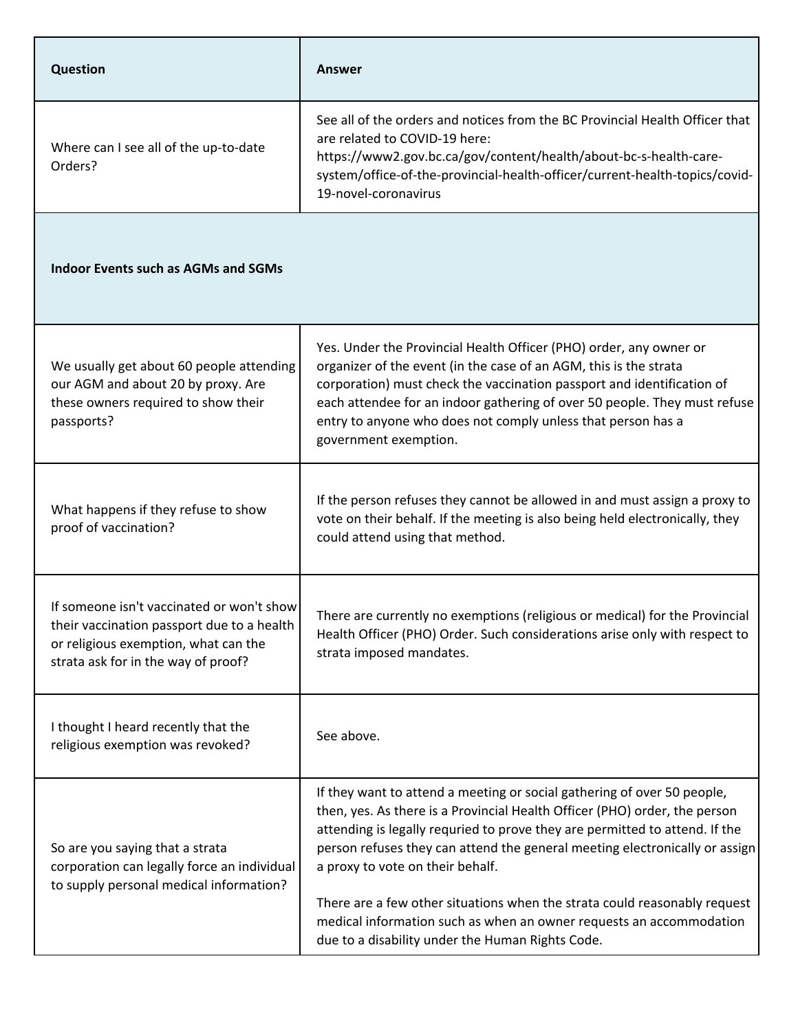| Question | Answer |
|---|---|
| Where can I see all of the up-to-date Orders? | See all of the orders and notices from the BC Provincial Health Officer that are related to COVID-19 here: https://www2.gov.bc.ca/gov/content/health/about-bc-s-health-care-system/office-of-the-provincial-health-officer/current-health-topics/covid-19-novel-coronavirus |
| **Indoor Events such as AGMs and SGMs** | |
| We usually get about 60 people attending our AGM and about 20 by proxy. Are these owners required to show their passports? | Yes. Under the Provincial Health Officer (PHO) order, any owner or organizer of the event (in the case of an AGM, this is the strata corporation) must check the vaccination passport and identification of each attendee for an indoor gathering of over 50 people. They must refuse entry to anyone who does not comply unless that person has a government exemption. |
| What happens if they refuse to show proof of vaccination? | If the person refuses they cannot be allowed in and must assign a proxy to vote on their behalf. If the meeting is also being held electronically, they could attend using that method. |
| If someone isn't vaccinated or won't show their vaccination passport due to a health or religious exemption, what can the strata ask for in the way of proof? | There are currently no exemptions (religious or medical) for the Provincial Health Officer (PHO) Order. Such considerations arise only with respect to strata imposed mandates. |
| I thought I heard recently that the religious exemption was revoked? | See above. |
| So are you saying that a strata corporation can legally force an individual to supply personal medical information? | If they want to attend a meeting or social gathering of over 50 people, then, yes. As there is a Provincial Health Officer (PHO) order, the person attending is legally requried to prove they are permitted to attend. If the person refuses they can attend the general meeting electronically or assign a proxy to vote on their behalf.<br><br>There are a few other situations when the strata could reasonably request medical information such as when an owner requests an accommodation due to a disability under the Human Rights Code. |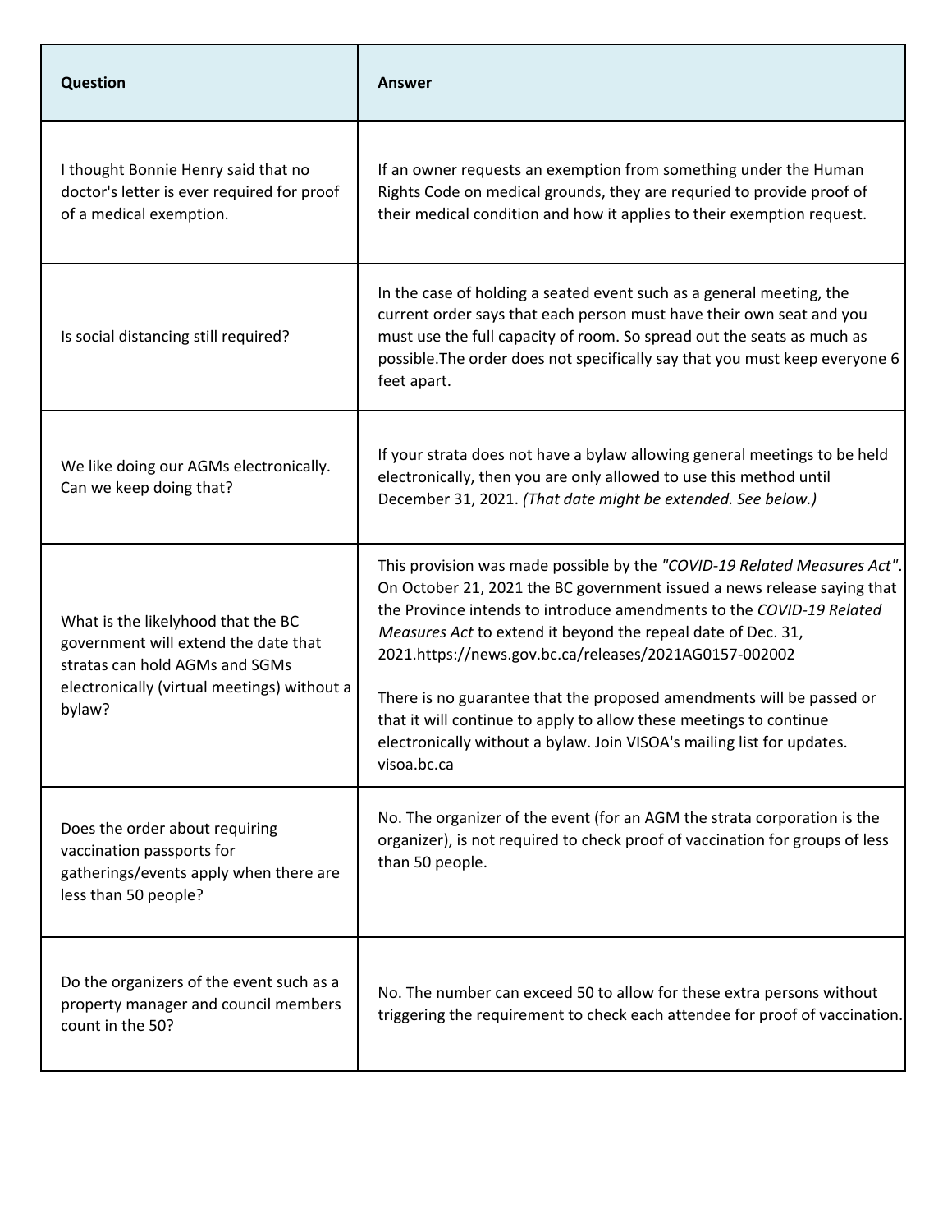| Question | Answer |
| --- | --- |
| I thought Bonnie Henry said that no doctor's letter is ever required for proof of a medical exemption. | If an owner requests an exemption from something under the Human Rights Code on medical grounds, they are requried to provide proof of their medical condition and how it applies to their exemption request. |
| Is social distancing still required? | In the case of holding a seated event such as a general meeting, the current order says that each person must have their own seat and you must use the full capacity of room. So spread out the seats as much as possible.The order does not specifically say that you must keep everyone 6 feet apart. |
| We like doing our AGMs electronically. Can we keep doing that? | If your strata does not have a bylaw allowing general meetings to be held electronically, then you are only allowed to use this method until December 31, 2021. *(That date might be extended. See below.)* |
| What is the likelyhood that the BC government will extend the date that stratas can hold AGMs and SGMs electronically (virtual meetings) without a bylaw? | This provision was made possible by the *"COVID-19 Related Measures Act"*. On October 21, 2021 the BC government issued a news release saying that the Province intends to introduce amendments to the *COVID-19 Related Measures Act* to extend it beyond the repeal date of Dec. 31, 2021.https://news.gov.bc.ca/releases/2021AG0157-002002<br><br>There is no guarantee that the proposed amendments will be passed or that it will continue to apply to allow these meetings to continue electronically without a bylaw. Join VISOA's mailing list for updates. visoa.bc.ca |
| Does the order about requiring vaccination passports for gatherings/events apply when there are less than 50 people? | No. The organizer of the event (for an AGM the strata corporation is the organizer), is not required to check proof of vaccination for groups of less than 50 people. |
| Do the organizers of the event such as a property manager and council members count in the 50? | No. The number can exceed 50 to allow for these extra persons without triggering the requirement to check each attendee for proof of vaccination. |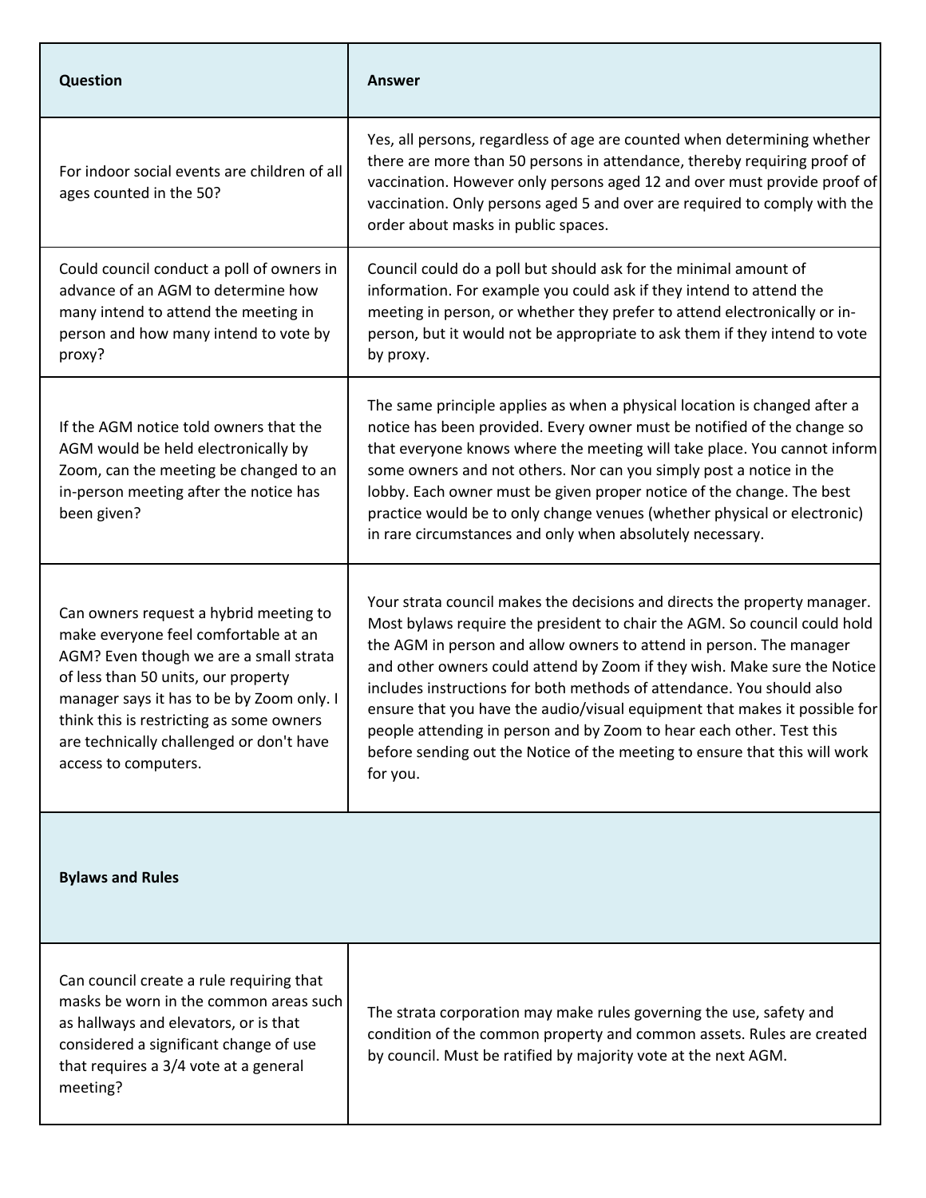| Question | Answer |
| --- | --- |
| For indoor social events are children of all ages counted in the 50? | Yes, all persons, regardless of age are counted when determining whether there are more than 50 persons in attendance, thereby requiring proof of vaccination. However only persons aged 12 and over must provide proof of vaccination. Only persons aged 5 and over are required to comply with the order about masks in public spaces. |
| Could council conduct a poll of owners in advance of an AGM to determine how many intend to attend the meeting in person and how many intend to vote by proxy? | Council could do a poll but should ask for the minimal amount of information. For example you could ask if they intend to attend the meeting in person, or whether they prefer to attend electronically or in-person, but it would not be appropriate to ask them if they intend to vote by proxy. |
| If the AGM notice told owners that the AGM would be held electronically by Zoom, can the meeting be changed to an in-person meeting after the notice has been given? | The same principle applies as when a physical location is changed after a notice has been provided. Every owner must be notified of the change so that everyone knows where the meeting will take place. You cannot inform some owners and not others. Nor can you simply post a notice in the lobby. Each owner must be given proper notice of the change. The best practice would be to only change venues (whether physical or electronic) in rare circumstances and only when absolutely necessary. |
| Can owners request a hybrid meeting to make everyone feel comfortable at an AGM? Even though we are a small strata of less than 50 units, our property manager says it has to be by Zoom only. I think this is restricting as some owners are technically challenged or don't have access to computers. | Your strata council makes the decisions and directs the property manager. Most bylaws require the president to chair the AGM. So council could hold the AGM in person and allow owners to attend in person. The manager and other owners could attend by Zoom if they wish. Make sure the Notice includes instructions for both methods of attendance. You should also ensure that you have the audio/visual equipment that makes it possible for people attending in person and by Zoom to hear each other. Test this before sending out the Notice of the meeting to ensure that this will work for you. |
| **Bylaws and Rules** | |
| Can council create a rule requiring that masks be worn in the common areas such as hallways and elevators, or is that considered a significant change of use that requires a 3/4 vote at a general meeting? | The strata corporation may make rules governing the use, safety and condition of the common property and common assets. Rules are created by council. Must be ratified by majority vote at the next AGM. |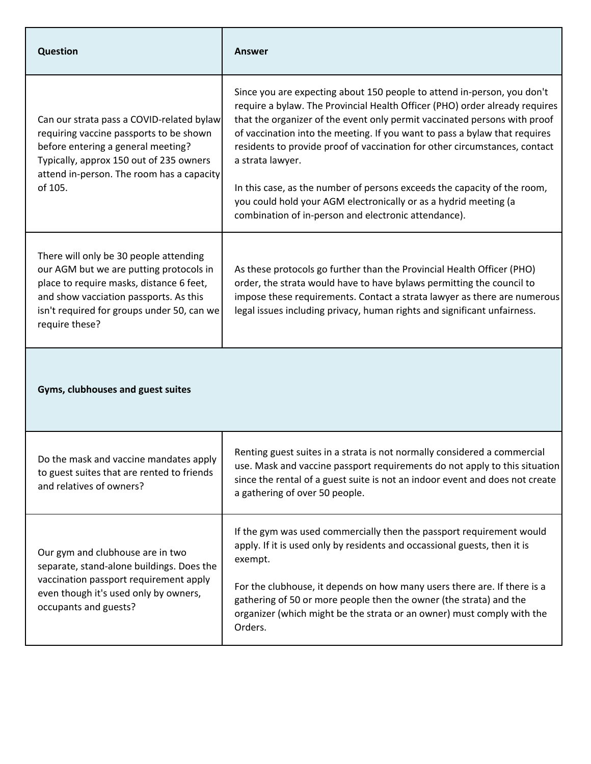| Question | Answer |
|---|---|
| Can our strata pass a COVID-related bylaw requiring vaccine passports to be shown before entering a general meeting? Typically, approx 150 out of 235 owners attend in-person. The room has a capacity of 105. | Since you are expecting about 150 people to attend in-person, you don't require a bylaw. The Provincial Health Officer (PHO) order already requires that the organizer of the event only permit vaccinated persons with proof of vaccination into the meeting. If you want to pass a bylaw that requires residents to provide proof of vaccination for other circumstances, contact a strata lawyer.<br><br>In this case, as the number of persons exceeds the capacity of the room, you could hold your AGM electronically or as a hydrid meeting (a combination of in-person and electronic attendance). |
| There will only be 30 people attending our AGM but we are putting protocols in place to require masks, distance 6 feet, and show vacciation passports. As this isn't required for groups under 50, can we require these? | As these protocols go further than the Provincial Health Officer (PHO) order, the strata would have to have bylaws permitting the council to impose these requirements. Contact a strata lawyer as there are numerous legal issues including privacy, human rights and significant unfairness. |
| **Gyms, clubhouses and guest suites** | |
| Do the mask and vaccine mandates apply to guest suites that are rented to friends and relatives of owners? | Renting guest suites in a strata is not normally considered a commercial use. Mask and vaccine passport requirements do not apply to this situation since the rental of a guest suite is not an indoor event and does not create a gathering of over 50 people. |
| Our gym and clubhouse are in two separate, stand-alone buildings. Does the vaccination passport requirement apply even though it's used only by owners, occupants and guests? | If the gym was used commercially then the passport requirement would apply. If it is used only by residents and occassional guests, then it is exempt.<br><br>For the clubhouse, it depends on how many users there are. If there is a gathering of 50 or more people then the owner (the strata) and the organizer (which might be the strata or an owner) must comply with the Orders. |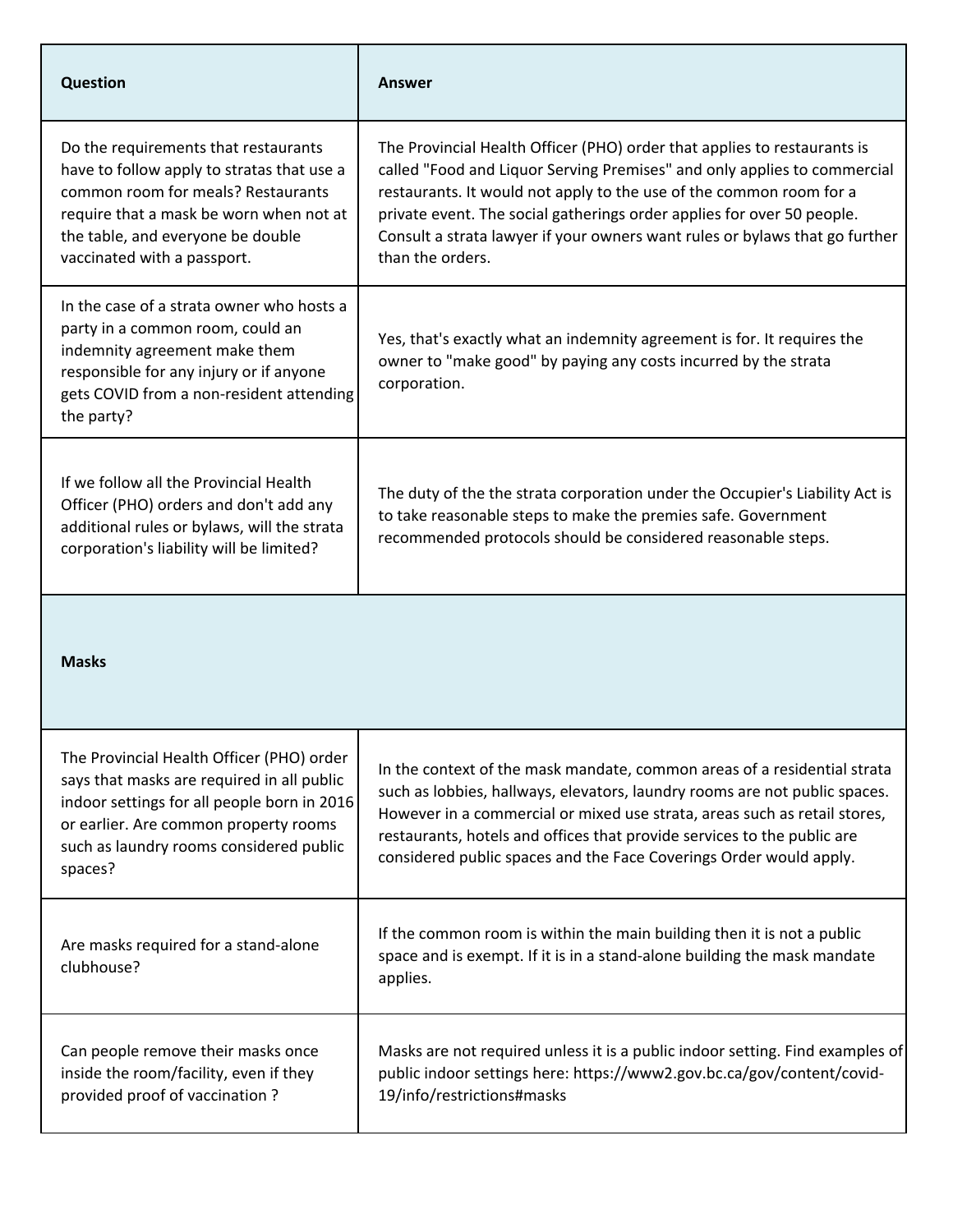| Question | Answer |
| --- | --- |
| Do the requirements that restaurants have to follow apply to stratas that use a common room for meals? Restaurants require that a mask be worn when not at the table, and everyone be double vaccinated with a passport. | The Provincial Health Officer (PHO) order that applies to restaurants is called "Food and Liquor Serving Premises" and only applies to commercial restaurants. It would not apply to the use of the common room for a private event. The social gatherings order applies for over 50 people. Consult a strata lawyer if your owners want rules or bylaws that go further than the orders. |
| In the case of a strata owner who hosts a party in a common room, could an indemnity agreement make them responsible for any injury or if anyone gets COVID from a non-resident attending the party? | Yes, that's exactly what an indemnity agreement is for. It requires the owner to "make good" by paying any costs incurred by the strata corporation. |
| If we follow all the Provincial Health Officer (PHO) orders and don't add any additional rules or bylaws, will the strata corporation's liability will be limited? | The duty of the the strata corporation under the Occupier's Liability Act is to take reasonable steps to make the premies safe. Government recommended protocols should be considered reasonable steps. |
| **Masks** | |
| The Provincial Health Officer (PHO) order says that masks are required in all public indoor settings for all people born in 2016 or earlier. Are common property rooms such as laundry rooms considered public spaces? | In the context of the mask mandate, common areas of a residential strata such as lobbies, hallways, elevators, laundry rooms are not public spaces. However in a commercial or mixed use strata, areas such as retail stores, restaurants, hotels and offices that provide services to the public are considered public spaces and the Face Coverings Order would apply. |
| Are masks required for a stand-alone clubhouse? | If the common room is within the main building then it is not a public space and is exempt. If it is in a stand-alone building the mask mandate applies. |
| Can people remove their masks once inside the room/facility, even if they provided proof of vaccination ? | Masks are not required unless it is a public indoor setting. Find examples of public indoor settings here: https://www2.gov.bc.ca/gov/content/covid-19/info/restrictions#masks |